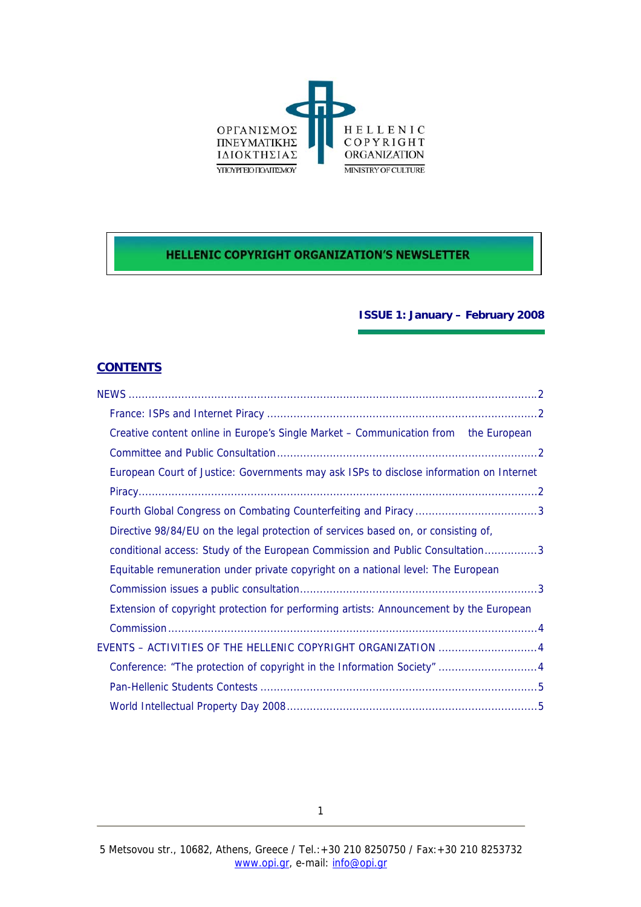ΟΡΓΑΝΙΣΜΟΣ ΠΝΕΥΜΑΤΙΚΗΣ ΙΔΙΟΚΤΗΣΙΑΣ
ΥΠΟΥΡΓΕΙΟ ΠΟΛΙΤΙΣΜΟΥ

HELLENIC COPYRIGHT ORGANIZATION
MINISTRY OF CULTURE

# HELLENIC COPYRIGHT ORGANIZATION'S NEWSLETTER

**ISSUE 1: January – February 2008**

## CONTENTS

NEWS ....................................................................................................................2

- France: ISPs and Internet Piracy ..........................................................................2
- Creative content online in Europe's Single Market – Communication from the European Committee and Public Consultation ......................................................................2
- European Court of Justice: Governments may ask ISPs to disclose information on Internet Piracy..................................................................................................................2
- Fourth Global Congress on Combating Counterfeiting and Piracy ...............................3
- Directive 98/84/EU on the legal protection of services based on, or consisting of, conditional access: Study of the European Commission and Public Consultation................3
- Equitable remuneration under private copyright on a national level: The European Commission issues a public consultation.................................................................3
- Extension of copyright protection for performing artists: Announcement by the European Commission........................................................................................................4

EVENTS – ACTIVITIES OF THE HELLENIC COPYRIGHT ORGANIZATION .............................4

- Conference: "The protection of copyright in the Information Society" .............................4
- Pan-Hellenic Students Contests .............................................................................5
- World Intellectual Property Day 2008......................................................................5

5 Metsovou str., 10682, Athens, Greece / Tel.:+30 210 8250750 / Fax:+30 210 8253732
www.opi.gr, e-mail: info@opi.gr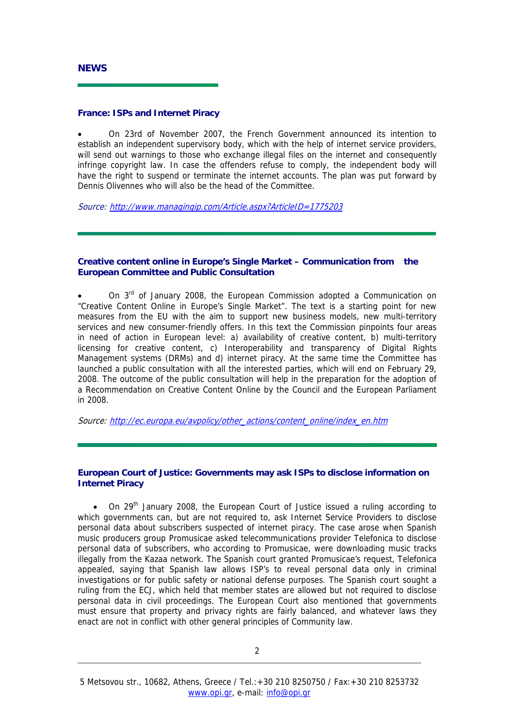## NEWS

### France: ISPs and Internet Piracy

- On 23rd of November 2007, the French Government announced its intention to establish an independent supervisory body, which with the help of internet service providers, will send out warnings to those who exchange illegal files on the internet and consequently infringe copyright law. In case the offenders refuse to comply, the independent body will have the right to suspend or terminate the internet accounts. The plan was put forward by Dennis Olivennes who will also be the head of the Committee.

*Source: http://www.managingip.com/Article.aspx?ArticleID=1775203*

---

### Creative content online in Europe's Single Market – Communication from the European Committee and Public Consultation

- On 3rd of January 2008, the European Commission adopted a Communication on "Creative Content Online in Europe's Single Market". The text is a starting point for new measures from the EU with the aim to support new business models, new multi-territory services and new consumer-friendly offers. In this text the Commission pinpoints four areas in need of action in European level: a) availability of creative content, b) multi-territory licensing for creative content, c) Interoperability and transparency of Digital Rights Management systems (DRMs) and d) internet piracy. At the same time the Committee has launched a public consultation with all the interested parties, which will end on February 29, 2008. The outcome of the public consultation will help in the preparation for the adoption of a Recommendation on Creative Content Online by the Council and the European Parliament in 2008.

*Source: http://ec.europa.eu/avpolicy/other_actions/content_online/index_en.htm*

---

### European Court of Justice: Governments may ask ISPs to disclose information on Internet Piracy

- On 29th January 2008, the European Court of Justice issued a ruling according to which governments can, but are not required to, ask Internet Service Providers to disclose personal data about subscribers suspected of internet piracy. The case arose when Spanish music producers group Promusicae asked telecommunications provider Telefonica to disclose personal data of subscribers, who according to Promusicae, were downloading music tracks illegally from the Kazaa network. The Spanish court granted Promusicae's request, Telefonica appealed, saying that Spanish law allows ISP's to reveal personal data only in criminal investigations or for public safety or national defense purposes. The Spanish court sought a ruling from the ECJ, which held that member states are allowed but not required to disclose personal data in civil proceedings. The European Court also mentioned that governments must ensure that property and privacy rights are fairly balanced, and whatever laws they enact are not in conflict with other general principles of Community law.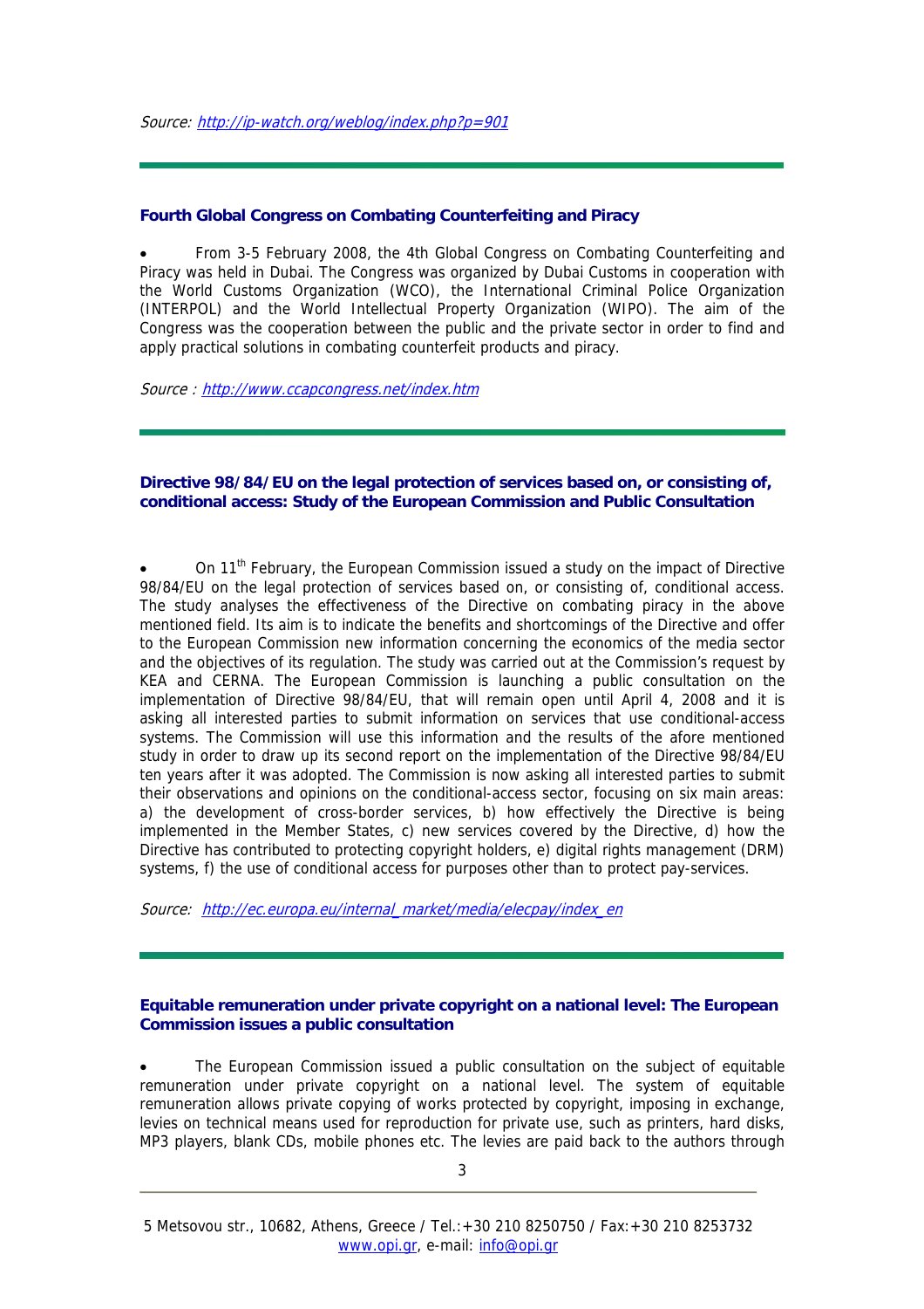*Source: http://ip-watch.org/weblog/index.php?p=901*

---

### Fourth Global Congress on Combating Counterfeiting and Piracy

- From 3-5 February 2008, the 4th Global Congress on Combating Counterfeiting and Piracy was held in Dubai. The Congress was organized by Dubai Customs in cooperation with the World Customs Organization (WCO), the International Criminal Police Organization (INTERPOL) and the World Intellectual Property Organization (WIPO). The aim of the Congress was the cooperation between the public and the private sector in order to find and apply practical solutions in combating counterfeit products and piracy.

*Source : http://www.ccapcongress.net/index.htm*

---

### Directive 98/84/EU on the legal protection of services based on, or consisting of, conditional access: Study of the European Commission and Public Consultation

- On 11th February, the European Commission issued a study on the impact of Directive 98/84/EU on the legal protection of services based on, or consisting of, conditional access. The study analyses the effectiveness of the Directive on combating piracy in the above mentioned field. Its aim is to indicate the benefits and shortcomings of the Directive and offer to the European Commission new information concerning the economics of the media sector and the objectives of its regulation. The study was carried out at the Commission's request by KEA and CERNA. The European Commission is launching a public consultation on the implementation of Directive 98/84/EU, that will remain open until April 4, 2008 and it is asking all interested parties to submit information on services that use conditional-access systems. The Commission will use this information and the results of the afore mentioned study in order to draw up its second report on the implementation of the Directive 98/84/EU ten years after it was adopted. The Commission is now asking all interested parties to submit their observations and opinions on the conditional-access sector, focusing on six main areas: a) the development of cross-border services, b) how effectively the Directive is being implemented in the Member States, c) new services covered by the Directive, d) how the Directive has contributed to protecting copyright holders, e) digital rights management (DRM) systems, f) the use of conditional access for purposes other than to protect pay-services.

*Source: http://ec.europa.eu/internal_market/media/elecpay/index_en*

---

### Equitable remuneration under private copyright on a national level: The European Commission issues a public consultation

- The European Commission issued a public consultation on the subject of equitable remuneration under private copyright on a national level. The system of equitable remuneration allows private copying of works protected by copyright, imposing in exchange, levies on technical means used for reproduction for private use, such as printers, hard disks, MP3 players, blank CDs, mobile phones etc. The levies are paid back to the authors through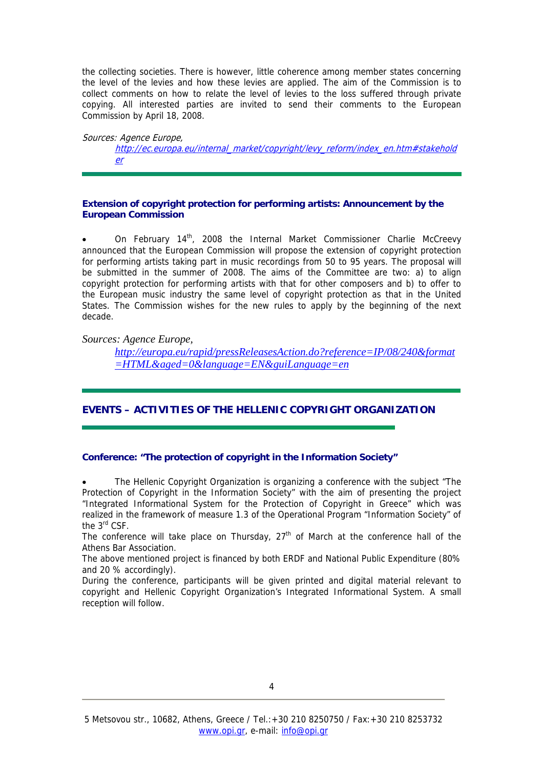the collecting societies. There is however, little coherence among member states concerning the level of the levies and how these levies are applied. The aim of the Commission is to collect comments on how to relate the level of levies to the loss suffered through private copying. All interested parties are invited to send their comments to the European Commission by April 18, 2008.

*Sources: Agence Europe,*
*http://ec.europa.eu/internal_market/copyright/levy_reform/index_en.htm#stakeholder*

---

### Extension of copyright protection for performing artists: Announcement by the European Commission

- On February 14th, 2008 the Internal Market Commissioner Charlie McCreevy announced that the European Commission will propose the extension of copyright protection for performing artists taking part in music recordings from 50 to 95 years. The proposal will be submitted in the summer of 2008. The aims of the Committee are two: a) to align copyright protection for performing artists with that for other composers and b) to offer to the European music industry the same level of copyright protection as that in the United States. The Commission wishes for the new rules to apply by the beginning of the next decade.

*Sources: Agence Europe,*
*http://europa.eu/rapid/pressReleasesAction.do?reference=IP/08/240&format=HTML&aged=0&language=EN&guiLanguage=en*

---

## EVENTS – ACTIVITIES OF THE HELLENIC COPYRIGHT ORGANIZATION

---

### Conference: "The protection of copyright in the Information Society"

- The Hellenic Copyright Organization is organizing a conference with the subject "The Protection of Copyright in the Information Society" with the aim of presenting the project "Integrated Informational System for the Protection of Copyright in Greece" which was realized in the framework of measure 1.3 of the Operational Program "Information Society" of the 3rd CSF.

The conference will take place on Thursday, 27th of March at the conference hall of the Athens Bar Association.

The above mentioned project is financed by both ERDF and National Public Expenditure (80% and 20 % accordingly).

During the conference, participants will be given printed and digital material relevant to copyright and Hellenic Copyright Organization's Integrated Informational System. A small reception will follow.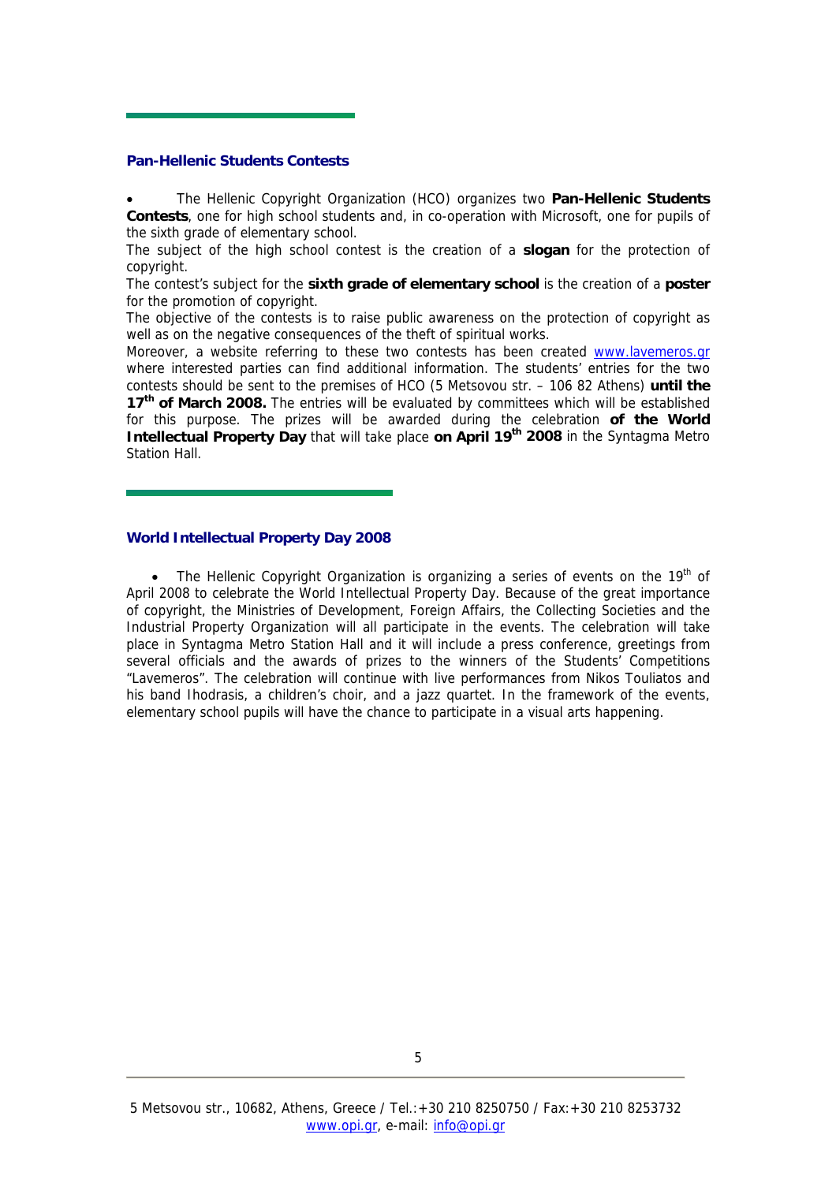## Pan-Hellenic Students Contests

- The Hellenic Copyright Organization (HCO) organizes two **Pan-Hellenic Students Contests**, one for high school students and, in co-operation with Microsoft, one for pupils of the sixth grade of elementary school.

The subject of the high school contest is the creation of a **slogan** for the protection of copyright.

The contest's subject for the **sixth grade of elementary school** is the creation of a **poster** for the promotion of copyright.

The objective of the contests is to raise public awareness on the protection of copyright as well as on the negative consequences of the theft of spiritual works.

Moreover, a website referring to these two contests has been created www.lavemeros.gr where interested parties can find additional information. The students' entries for the two contests should be sent to the premises of HCO (5 Metsovou str. – 106 82 Athens) **until the 17th of March 2008.** The entries will be evaluated by committees which will be established for this purpose. The prizes will be awarded during the celebration **of the World Intellectual Property Day** that will take place **on April 19th 2008** in the Syntagma Metro Station Hall.

## World Intellectual Property Day 2008

- The Hellenic Copyright Organization is organizing a series of events on the 19th of April 2008 to celebrate the World Intellectual Property Day. Because of the great importance of copyright, the Ministries of Development, Foreign Affairs, the Collecting Societies and the Industrial Property Organization will all participate in the events. The celebration will take place in Syntagma Metro Station Hall and it will include a press conference, greetings from several officials and the awards of prizes to the winners of the Students' Competitions "Lavemeros". The celebration will continue with live performances from Nikos Touliatos and his band Ihodrasis, a children's choir, and a jazz quartet. In the framework of the events, elementary school pupils will have the chance to participate in a visual arts happening.

5 Metsovou str., 10682, Athens, Greece / Tel.:+30 210 8250750 / Fax:+30 210 8253732
www.opi.gr, e-mail: info@opi.gr